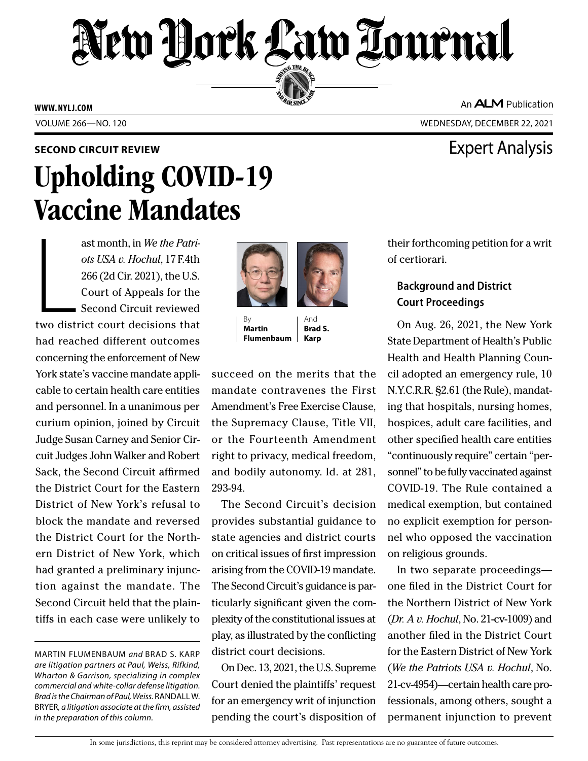# New York Law Journal

WWW.NYLJ.COM

An ALM Publication

VOLUME 266—NO. 120

WEDNESDAY, DECEMBER 22, 2021

**SECOND CIRCUIT REVIEW**

Expert Analysis

# Upholding COVID-19 Vaccine Mandates

By **Martin Flumenbaum** And **Brad S. Karp**

Last month, in *We the Patriots USA v. Hochul*, 17 F.4th 266 (2d Cir. 2021), the U.S. Court of Appeals for the Second Circuit reviewed two district court decisions that had reached different outcomes concerning the enforcement of New York state's vaccine mandate applicable to certain health care entities and personnel. In a unanimous per curium opinion, joined by Circuit Judge Susan Carney and Senior Circuit Judges John Walker and Robert Sack, the Second Circuit affirmed the District Court for the Eastern District of New York's refusal to block the mandate and reversed the District Court for the Northern District of New York, which had granted a preliminary injunction against the mandate. The Second Circuit held that the plaintiffs in each case were unlikely to succeed on the merits that the mandate contravenes the First Amendment's Free Exercise Clause, the Supremacy Clause, Title VII, or the Fourteenth Amendment right to privacy, medical freedom, and bodily autonomy. Id. at 281, 293-94.

The Second Circuit's decision provides substantial guidance to state agencies and district courts on critical issues of first impression arising from the COVID-19 mandate. The Second Circuit's guidance is particularly significant given the complexity of the constitutional issues at play, as illustrated by the conflicting district court decisions.

On Dec. 13, 2021, the U.S. Supreme Court denied the plaintiffs' request for an emergency writ of injunction pending the court's disposition of their forthcoming petition for a writ of certiorari.

### Background and District Court Proceedings

On Aug. 26, 2021, the New York State Department of Health's Public Health and Health Planning Council adopted an emergency rule, 10 N.Y.C.R.R. §2.61 (the Rule), mandating that hospitals, nursing homes, hospices, adult care facilities, and other specified health care entities "continuously require" certain "personnel" to be fully vaccinated against COVID-19. The Rule contained a medical exemption, but contained no explicit exemption for personnel who opposed the vaccination on religious grounds.

In two separate proceedings—one filed in the District Court for the Northern District of New York (*Dr. A v. Hochul*, No. 21-cv-1009) and another filed in the District Court for the Eastern District of New York (*We the Patriots USA v. Hochul*, No. 21-cv-4954)—certain health care professionals, among others, sought a permanent injunction to prevent

---

MARTIN FLUMENBAUM *and* BRAD S. KARP *are litigation partners at Paul, Weiss, Rifkind, Wharton & Garrison, specializing in complex commercial and white-collar defense litigation. Brad is the Chairman of Paul, Weiss.* RANDALL W. BRYER, *a litigation associate at the firm, assisted in the preparation of this column.*

In some jurisdictions, this reprint may be considered attorney advertising. Past representations are no guarantee of future outcomes.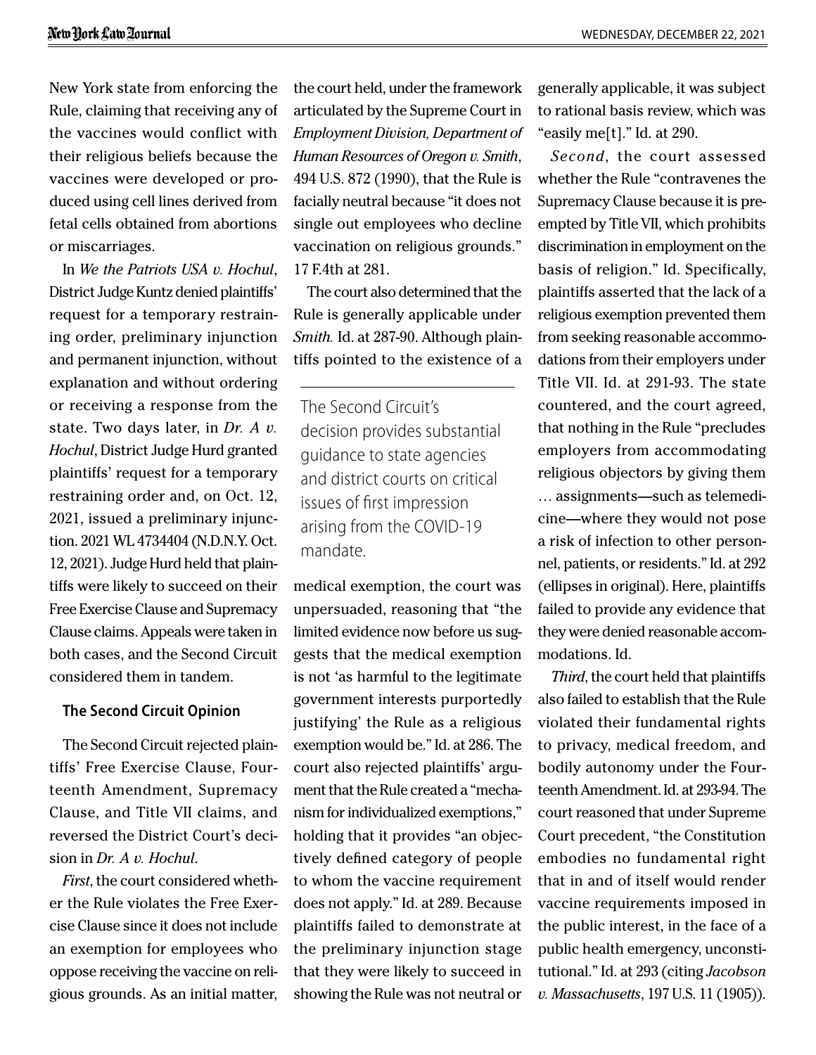New York state from enforcing the Rule, claiming that receiving any of the vaccines would conflict with their religious beliefs because the vaccines were developed or produced using cell lines derived from fetal cells obtained from abortions or miscarriages.

In *We the Patriots USA v. Hochul*, District Judge Kuntz denied plaintiffs' request for a temporary restraining order, preliminary injunction and permanent injunction, without explanation and without ordering or receiving a response from the state. Two days later, in *Dr. A v. Hochul*, District Judge Hurd granted plaintiffs' request for a temporary restraining order and, on Oct. 12, 2021, issued a preliminary injunction. 2021 WL 4734404 (N.D.N.Y. Oct. 12, 2021). Judge Hurd held that plaintiffs were likely to succeed on their Free Exercise Clause and Supremacy Clause claims. Appeals were taken in both cases, and the Second Circuit considered them in tandem.

### The Second Circuit Opinion

The Second Circuit rejected plaintiffs' Free Exercise Clause, Fourteenth Amendment, Supremacy Clause, and Title VII claims, and reversed the District Court's decision in *Dr. A v. Hochul*.

*First*, the court considered whether the Rule violates the Free Exercise Clause since it does not include an exemption for employees who oppose receiving the vaccine on religious grounds. As an initial matter, the court held, under the framework articulated by the Supreme Court in *Employment Division, Department of Human Resources of Oregon v. Smith*, 494 U.S. 872 (1990), that the Rule is facially neutral because "it does not single out employees who decline vaccination on religious grounds." 17 F.4th at 281.

The court also determined that the Rule is generally applicable under *Smith.* Id. at 287-90. Although plaintiffs pointed to the existence of a medical exemption, the court was unpersuaded, reasoning that "the limited evidence now before us suggests that the medical exemption is not 'as harmful to the legitimate government interests purportedly justifying' the Rule as a religious exemption would be." Id. at 286. The court also rejected plaintiffs' argument that the Rule created a "mechanism for individualized exemptions," holding that it provides "an objectively defined category of people to whom the vaccine requirement does not apply." Id. at 289. Because plaintiffs failed to demonstrate at the preliminary injunction stage that they were likely to succeed in showing the Rule was not neutral or generally applicable, it was subject to rational basis review, which was "easily me[t]." Id. at 290.

> The Second Circuit's decision provides substantial guidance to state agencies and district courts on critical issues of first impression arising from the COVID-19 mandate.

*Second*, the court assessed whether the Rule "contravenes the Supremacy Clause because it is preempted by Title VII, which prohibits discrimination in employment on the basis of religion." Id. Specifically, plaintiffs asserted that the lack of a religious exemption prevented them from seeking reasonable accommodations from their employers under Title VII. Id. at 291-93. The state countered, and the court agreed, that nothing in the Rule "precludes employers from accommodating religious objectors by giving them … assignments—such as telemedicine—where they would not pose a risk of infection to other personnel, patients, or residents." Id. at 292 (ellipses in original). Here, plaintiffs failed to provide any evidence that they were denied reasonable accommodations. Id.

*Third*, the court held that plaintiffs also failed to establish that the Rule violated their fundamental rights to privacy, medical freedom, and bodily autonomy under the Fourteenth Amendment. Id. at 293-94. The court reasoned that under Supreme Court precedent, "the Constitution embodies no fundamental right that in and of itself would render vaccine requirements imposed in the public interest, in the face of a public health emergency, unconstitutional." Id. at 293 (citing *Jacobson v. Massachusetts*, 197 U.S. 11 (1905)).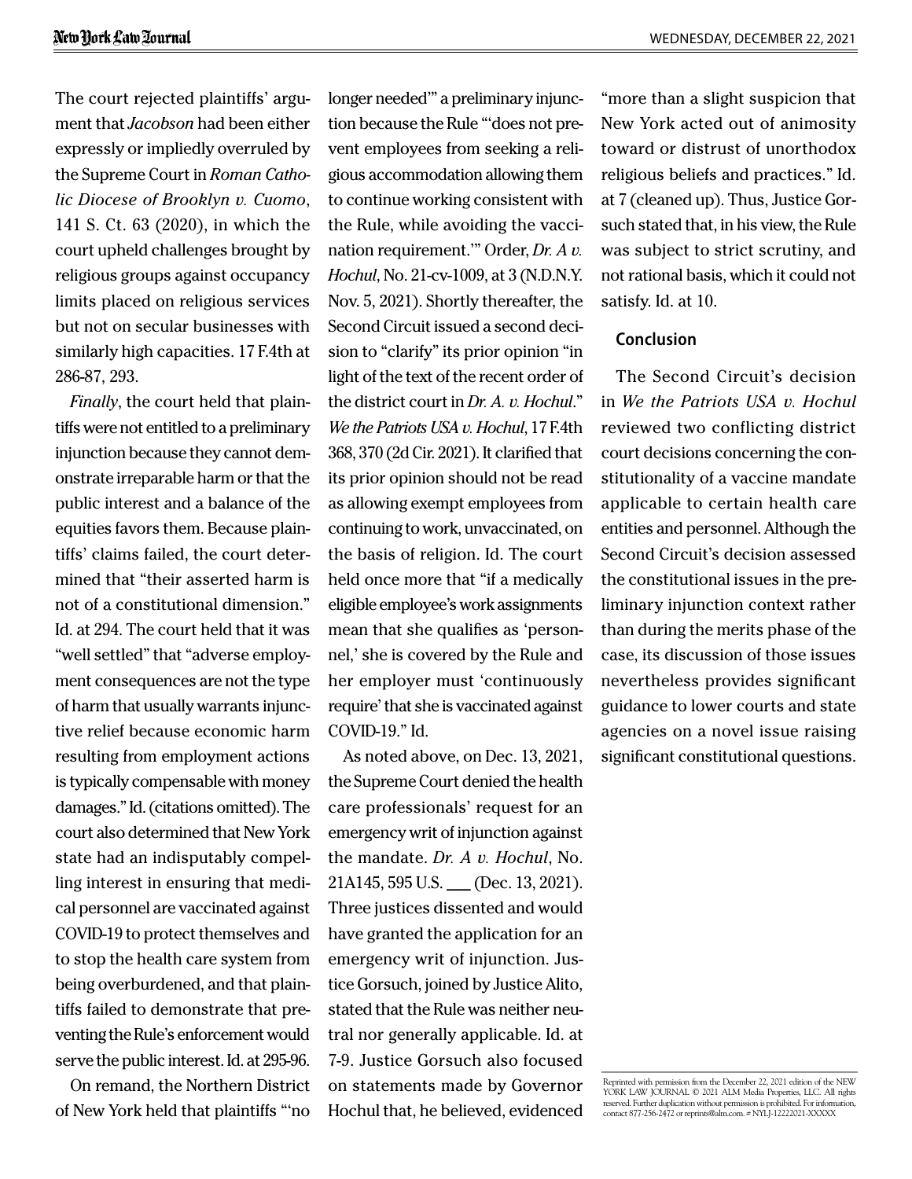The court rejected plaintiffs' argument that *Jacobson* had been either expressly or impliedly overruled by the Supreme Court in *Roman Catholic Diocese of Brooklyn v. Cuomo*, 141 S. Ct. 63 (2020), in which the court upheld challenges brought by religious groups against occupancy limits placed on religious services but not on secular businesses with similarly high capacities. 17 F.4th at 286-87, 293.

*Finally*, the court held that plaintiffs were not entitled to a preliminary injunction because they cannot demonstrate irreparable harm or that the public interest and a balance of the equities favors them. Because plaintiffs' claims failed, the court determined that "their asserted harm is not of a constitutional dimension." Id. at 294. The court held that it was "well settled" that "adverse employment consequences are not the type of harm that usually warrants injunctive relief because economic harm resulting from employment actions is typically compensable with money damages." Id. (citations omitted). The court also determined that New York state had an indisputably compelling interest in ensuring that medical personnel are vaccinated against COVID-19 to protect themselves and to stop the health care system from being overburdened, and that plaintiffs failed to demonstrate that preventing the Rule's enforcement would serve the public interest. Id. at 295-96.

On remand, the Northern District of New York held that plaintiffs "'no longer needed'" a preliminary injunction because the Rule "'does not prevent employees from seeking a religious accommodation allowing them to continue working consistent with the Rule, while avoiding the vaccination requirement.'" Order, *Dr. A v. Hochul*, No. 21-cv-1009, at 3 (N.D.N.Y. Nov. 5, 2021). Shortly thereafter, the Second Circuit issued a second decision to "clarify" its prior opinion "in light of the text of the recent order of the district court in *Dr. A. v. Hochul*." *We the Patriots USA v. Hochul*, 17 F.4th 368, 370 (2d Cir. 2021). It clarified that its prior opinion should not be read as allowing exempt employees from continuing to work, unvaccinated, on the basis of religion. Id. The court held once more that "if a medically eligible employee's work assignments mean that she qualifies as 'personnel,' she is covered by the Rule and her employer must 'continuously require' that she is vaccinated against COVID-19." Id.

As noted above, on Dec. 13, 2021, the Supreme Court denied the health care professionals' request for an emergency writ of injunction against the mandate. *Dr. A v. Hochul*, No. 21A145, 595 U.S. ___ (Dec. 13, 2021). Three justices dissented and would have granted the application for an emergency writ of injunction. Justice Gorsuch, joined by Justice Alito, stated that the Rule was neither neutral nor generally applicable. Id. at 7-9. Justice Gorsuch also focused on statements made by Governor Hochul that, he believed, evidenced "more than a slight suspicion that New York acted out of animosity toward or distrust of unorthodox religious beliefs and practices." Id. at 7 (cleaned up). Thus, Justice Gorsuch stated that, in his view, the Rule was subject to strict scrutiny, and not rational basis, which it could not satisfy. Id. at 10.

## Conclusion

The Second Circuit's decision in *We the Patriots USA v. Hochul* reviewed two conflicting district court decisions concerning the constitutionality of a vaccine mandate applicable to certain health care entities and personnel. Although the Second Circuit's decision assessed the constitutional issues in the preliminary injunction context rather than during the merits phase of the case, its discussion of those issues nevertheless provides significant guidance to lower courts and state agencies on a novel issue raising significant constitutional questions.

Reprinted with permission from the December 22, 2021 edition of the NEW YORK LAW JOURNAL © 2021 ALM Media Properties, LLC. All rights reserved. Further duplication without permission is prohibited. For information, contact 877-256-2472 or reprints@alm.com. # NYLJ-12222021-XXXXX